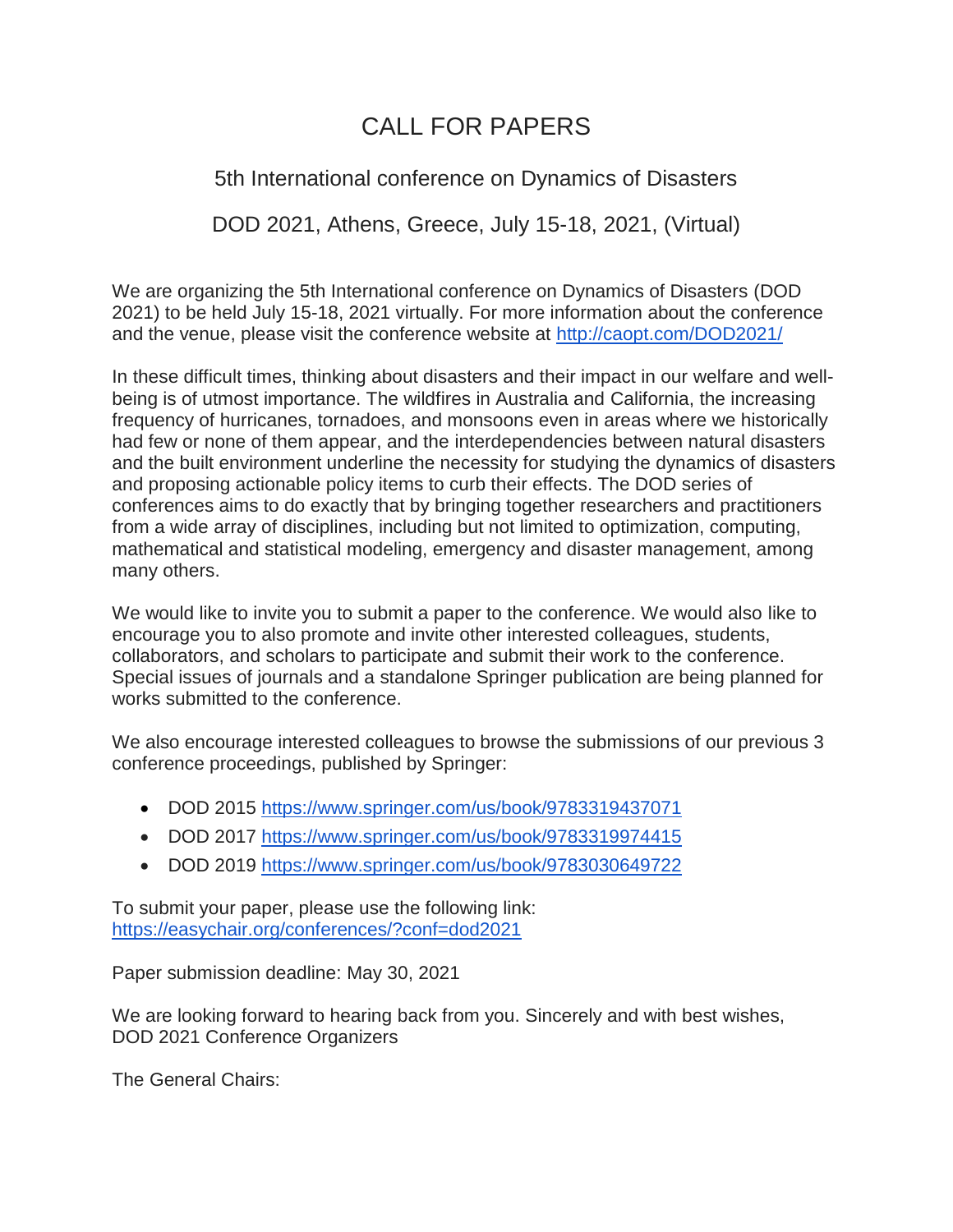# CALL FOR PAPERS

## 5th International conference on Dynamics of Disasters

## DOD 2021, Athens, Greece, July 15-18, 2021, (Virtual)

We are organizing the 5th International conference on Dynamics of Disasters (DOD 2021) to be held July 15-18, 2021 virtually. For more information about the conference and the venue, please visit the conference website at http://caopt.com/DOD2021/

In these difficult times, thinking about disasters and their impact in our welfare and well-being is of utmost importance. The wildfires in Australia and California, the increasing frequency of hurricanes, tornadoes, and monsoons even in areas where we historically had few or none of them appear, and the interdependencies between natural disasters and the built environment underline the necessity for studying the dynamics of disasters and proposing actionable policy items to curb their effects. The DOD series of conferences aims to do exactly that by bringing together researchers and practitioners from a wide array of disciplines, including but not limited to optimization, computing, mathematical and statistical modeling, emergency and disaster management, among many others.

We would like to invite you to submit a paper to the conference. We would also like to encourage you to also promote and invite other interested colleagues, students, collaborators, and scholars to participate and submit their work to the conference. Special issues of journals and a standalone Springer publication are being planned for works submitted to the conference.

We also encourage interested colleagues to browse the submissions of our previous 3 conference proceedings, published by Springer:

- DOD 2015 https://www.springer.com/us/book/9783319437071
- DOD 2017 https://www.springer.com/us/book/9783319974415
- DOD 2019 https://www.springer.com/us/book/9783030649722

To submit your paper, please use the following link:
https://easychair.org/conferences/?conf=dod2021

Paper submission deadline: May 30, 2021

We are looking forward to hearing back from you. Sincerely and with best wishes,
DOD 2021 Conference Organizers

The General Chairs: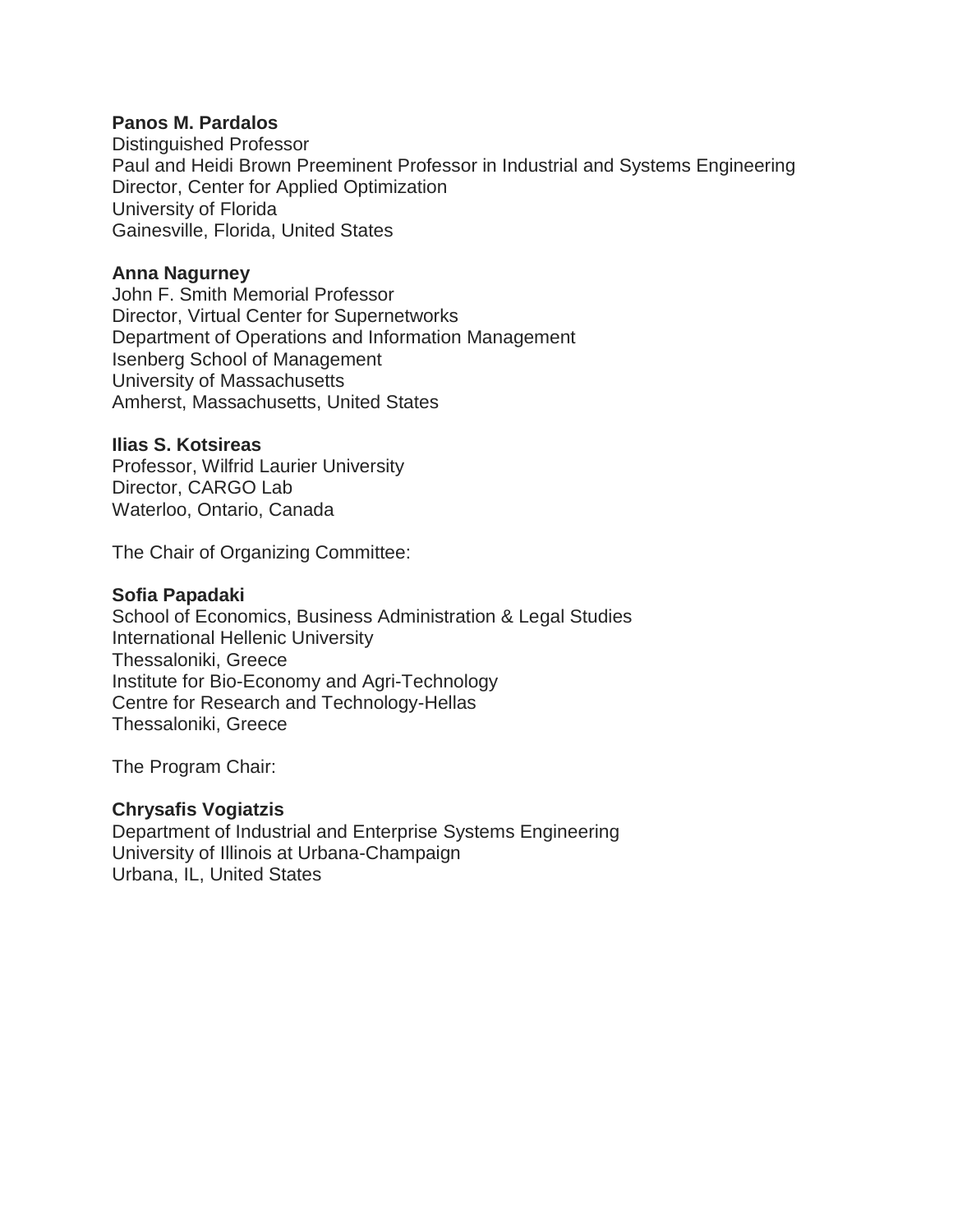**Panos M. Pardalos**
Distinguished Professor
Paul and Heidi Brown Preeminent Professor in Industrial and Systems Engineering
Director, Center for Applied Optimization
University of Florida
Gainesville, Florida, United States

**Anna Nagurney**
John F. Smith Memorial Professor
Director, Virtual Center for Supernetworks
Department of Operations and Information Management
Isenberg School of Management
University of Massachusetts
Amherst, Massachusetts, United States

**Ilias S. Kotsireas**
Professor, Wilfrid Laurier University
Director, CARGO Lab
Waterloo, Ontario, Canada

The Chair of Organizing Committee:

**Sofia Papadaki**
School of Economics, Business Administration & Legal Studies
International Hellenic University
Thessaloniki, Greece
Institute for Bio-Economy and Agri-Technology
Centre for Research and Technology-Hellas
Thessaloniki, Greece

The Program Chair:

**Chrysafis Vogiatzis**
Department of Industrial and Enterprise Systems Engineering
University of Illinois at Urbana-Champaign
Urbana, IL, United States